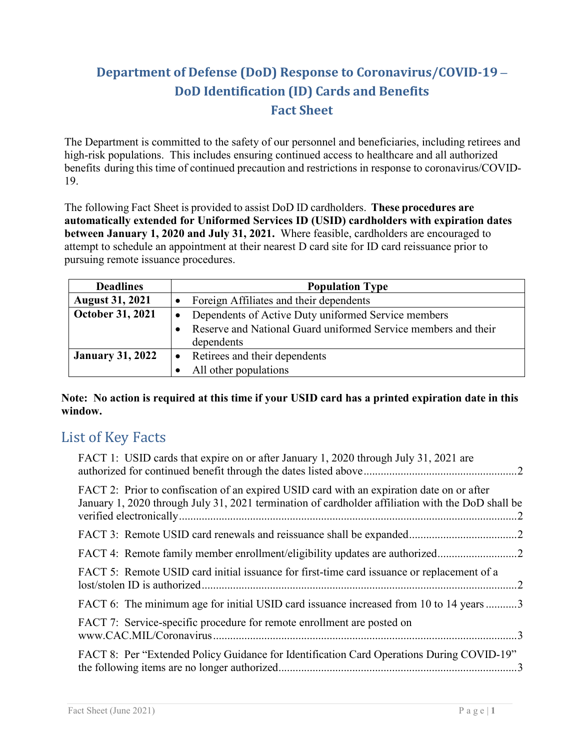# Department of Defense (DoD) Response to Coronavirus/COVID-19 – DoD Identification (ID) Cards and Benefits Fact Sheet

The Department is committed to the safety of our personnel and beneficiaries, including retirees and high-risk populations. This includes ensuring continued access to healthcare and all authorized benefits during this time of continued precaution and restrictions in response to coronavirus/COVID-19.

The following Fact Sheet is provided to assist DoD ID cardholders. **These procedures are automatically extended for Uniformed Services ID (USID) cardholders with expiration dates between January 1, 2020 and July 31, 2021.** Where feasible, cardholders are encouraged to attempt to schedule an appointment at their nearest D card site for ID card reissuance prior to pursuing remote issuance procedures.

| Deadlines | Population Type |
| --- | --- |
| **August 31, 2021** | • Foreign Affiliates and their dependents |
| **October 31, 2021** | • Dependents of Active Duty uniformed Service members<br>• Reserve and National Guard uniformed Service members and their dependents |
| **January 31, 2022** | • Retirees and their dependents<br>• All other populations |

**Note: No action is required at this time if your USID card has a printed expiration date in this window.**

## List of Key Facts

- FACT 1: USID cards that expire on or after January 1, 2020 through July 31, 2021 are authorized for continued benefit through the dates listed above ..... 2
- FACT 2: Prior to confiscation of an expired USID card with an expiration date on or after January 1, 2020 through July 31, 2021 termination of cardholder affiliation with the DoD shall be verified electronically ..... 2
- FACT 3: Remote USID card renewals and reissuance shall be expanded ..... 2
- FACT 4: Remote family member enrollment/eligibility updates are authorized ..... 2
- FACT 5: Remote USID card initial issuance for first-time card issuance or replacement of a lost/stolen ID is authorized ..... 2
- FACT 6: The minimum age for initial USID card issuance increased from 10 to 14 years ..... 3
- FACT 7: Service-specific procedure for remote enrollment are posted on www.CAC.MIL/Coronavirus ..... 3
- FACT 8: Per "Extended Policy Guidance for Identification Card Operations During COVID-19" the following items are no longer authorized ..... 3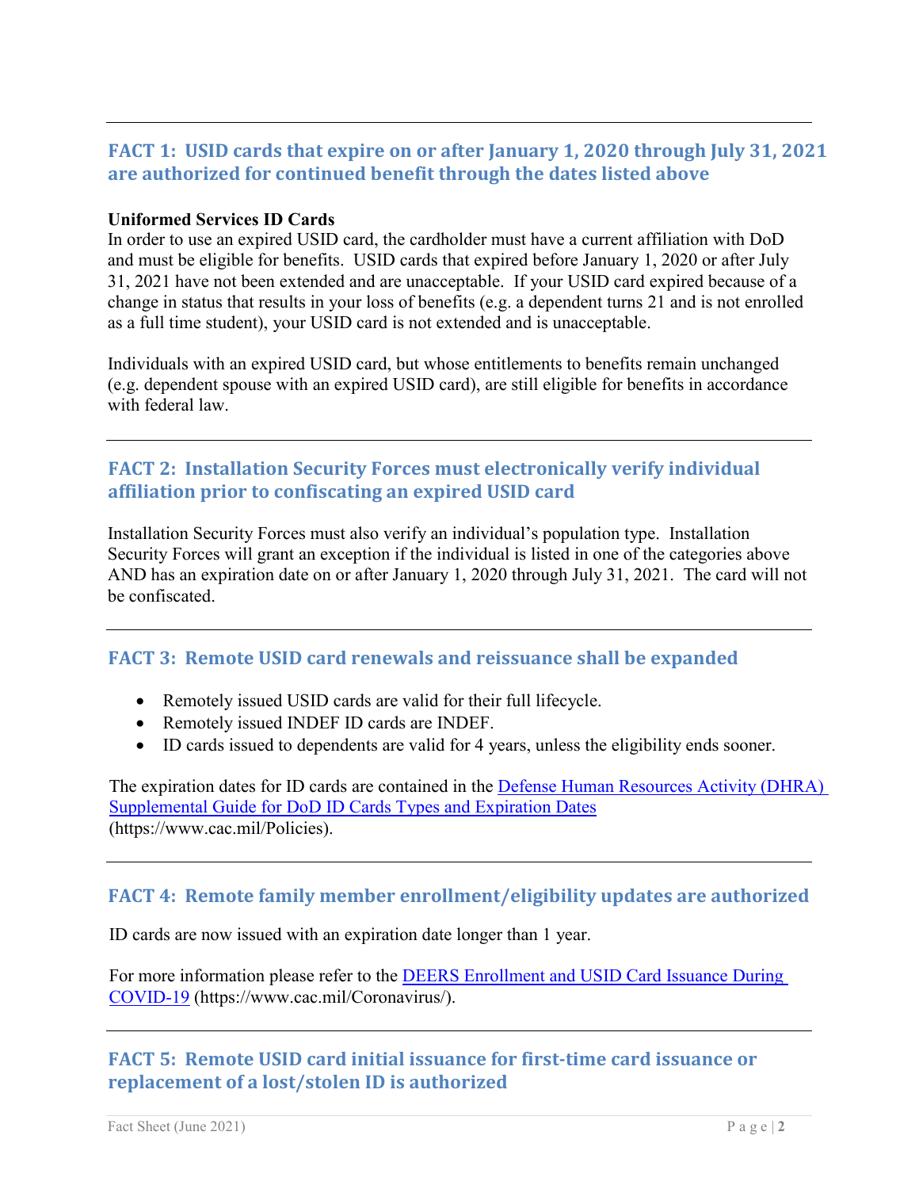## FACT 1: USID cards that expire on or after January 1, 2020 through July 31, 2021 are authorized for continued benefit through the dates listed above

**Uniformed Services ID Cards**

In order to use an expired USID card, the cardholder must have a current affiliation with DoD and must be eligible for benefits. USID cards that expired before January 1, 2020 or after July 31, 2021 have not been extended and are unacceptable. If your USID card expired because of a change in status that results in your loss of benefits (e.g. a dependent turns 21 and is not enrolled as a full time student), your USID card is not extended and is unacceptable.

Individuals with an expired USID card, but whose entitlements to benefits remain unchanged (e.g. dependent spouse with an expired USID card), are still eligible for benefits in accordance with federal law.

## FACT 2: Installation Security Forces must electronically verify individual affiliation prior to confiscating an expired USID card

Installation Security Forces must also verify an individual's population type. Installation Security Forces will grant an exception if the individual is listed in one of the categories above AND has an expiration date on or after January 1, 2020 through July 31, 2021. The card will not be confiscated.

## FACT 3: Remote USID card renewals and reissuance shall be expanded

- Remotely issued USID cards are valid for their full lifecycle.
- Remotely issued INDEF ID cards are INDEF.
- ID cards issued to dependents are valid for 4 years, unless the eligibility ends sooner.

The expiration dates for ID cards are contained in the Defense Human Resources Activity (DHRA) Supplemental Guide for DoD ID Cards Types and Expiration Dates (https://www.cac.mil/Policies).

## FACT 4: Remote family member enrollment/eligibility updates are authorized

ID cards are now issued with an expiration date longer than 1 year.

For more information please refer to the DEERS Enrollment and USID Card Issuance During COVID-19 (https://www.cac.mil/Coronavirus/).

## FACT 5: Remote USID card initial issuance for first-time card issuance or replacement of a lost/stolen ID is authorized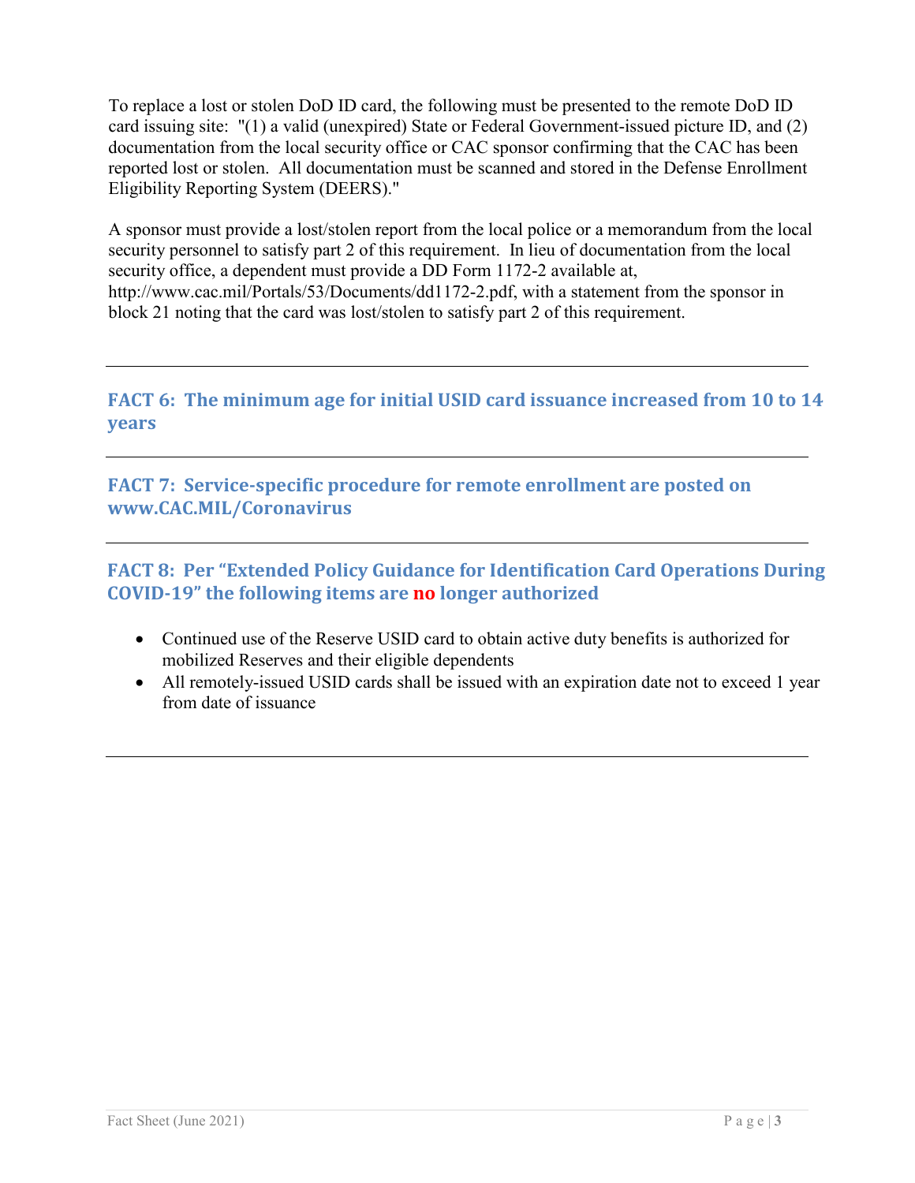To replace a lost or stolen DoD ID card, the following must be presented to the remote DoD ID card issuing site: "(1) a valid (unexpired) State or Federal Government-issued picture ID, and (2) documentation from the local security office or CAC sponsor confirming that the CAC has been reported lost or stolen. All documentation must be scanned and stored in the Defense Enrollment Eligibility Reporting System (DEERS)."

A sponsor must provide a lost/stolen report from the local police or a memorandum from the local security personnel to satisfy part 2 of this requirement. In lieu of documentation from the local security office, a dependent must provide a DD Form 1172-2 available at, http://www.cac.mil/Portals/53/Documents/dd1172-2.pdf, with a statement from the sponsor in block 21 noting that the card was lost/stolen to satisfy part 2 of this requirement.

---

## FACT 6: The minimum age for initial USID card issuance increased from 10 to 14 years

---

## FACT 7: Service-specific procedure for remote enrollment are posted on www.CAC.MIL/Coronavirus

---

## FACT 8: Per "Extended Policy Guidance for Identification Card Operations During COVID-19" the following items are no longer authorized

- Continued use of the Reserve USID card to obtain active duty benefits is authorized for mobilized Reserves and their eligible dependents
- All remotely-issued USID cards shall be issued with an expiration date not to exceed 1 year from date of issuance

---